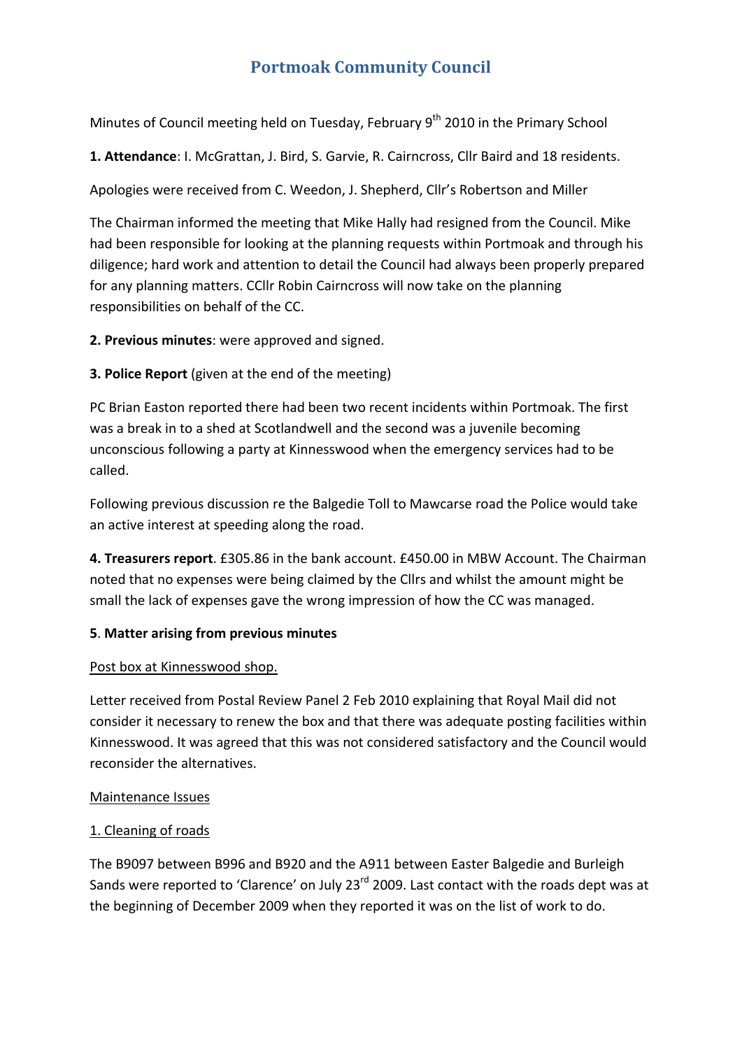# Portmoak Community Council

Minutes of Council meeting held on Tuesday, February 9th 2010 in the Primary School

**1. Attendance**: I. McGrattan, J. Bird, S. Garvie, R. Cairncross, Cllr Baird and 18 residents.

Apologies were received from C. Weedon, J. Shepherd, Cllr's Robertson and Miller

The Chairman informed the meeting that Mike Hally had resigned from the Council. Mike had been responsible for looking at the planning requests within Portmoak and through his diligence; hard work and attention to detail the Council had always been properly prepared for any planning matters. CCllr Robin Cairncross will now take on the planning responsibilities on behalf of the CC.

**2. Previous minutes**: were approved and signed.

**3. Police Report** (given at the end of the meeting)

PC Brian Easton reported there had been two recent incidents within Portmoak. The first was a break in to a shed at Scotlandwell and the second was a juvenile becoming unconscious following a party at Kinnesswood when the emergency services had to be called.

Following previous discussion re the Balgedie Toll to Mawcarse road the Police would take an active interest at speeding along the road.

**4. Treasurers report**. £305.86 in the bank account. £450.00 in MBW Account. The Chairman noted that no expenses were being claimed by the Cllrs and whilst the amount might be small the lack of expenses gave the wrong impression of how the CC was managed.

**5**. **Matter arising from previous minutes**

<u>Post box at Kinnesswood shop.</u>

Letter received from Postal Review Panel 2 Feb 2010 explaining that Royal Mail did not consider it necessary to renew the box and that there was adequate posting facilities within Kinnesswood. It was agreed that this was not considered satisfactory and the Council would reconsider the alternatives.

<u>Maintenance Issues</u>

<u>1. Cleaning of roads</u>

The B9097 between B996 and B920 and the A911 between Easter Balgedie and Burleigh Sands were reported to 'Clarence' on July 23rd 2009. Last contact with the roads dept was at the beginning of December 2009 when they reported it was on the list of work to do.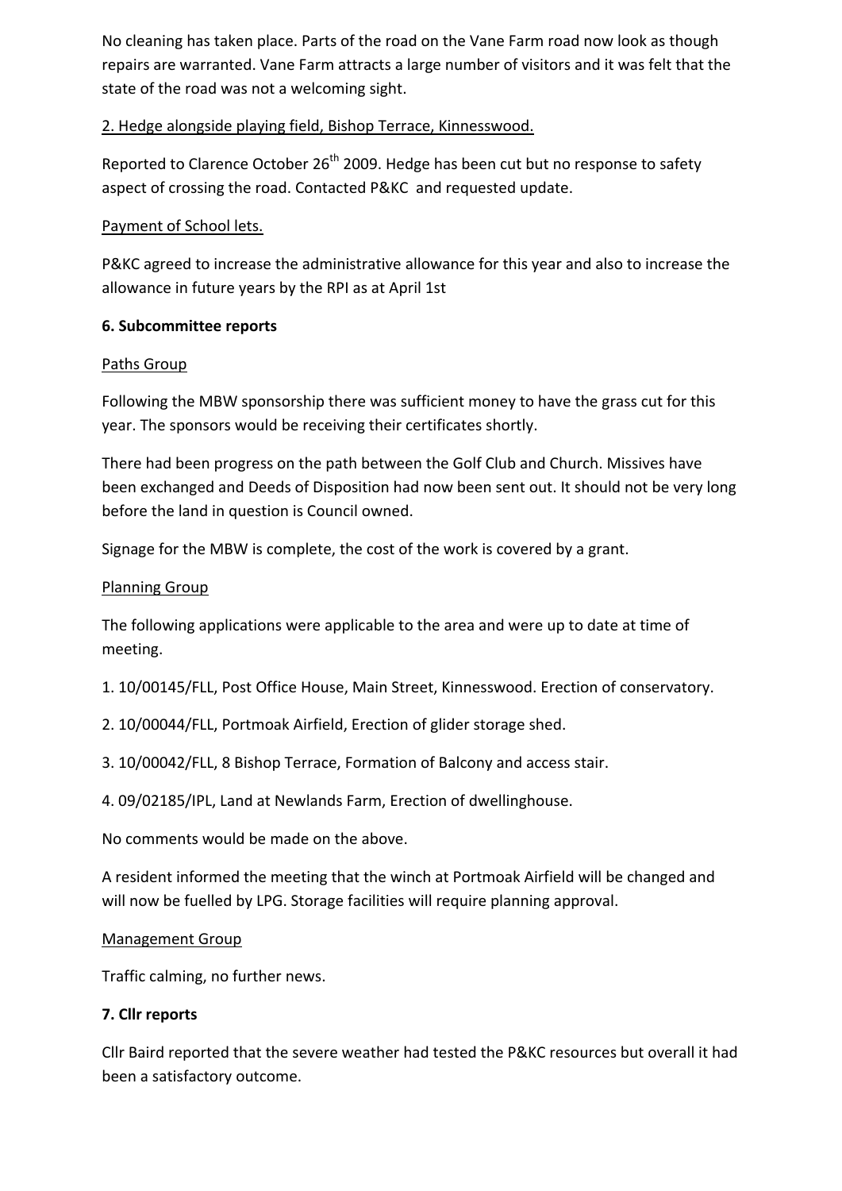No cleaning has taken place. Parts of the road on the Vane Farm road now look as though repairs are warranted. Vane Farm attracts a large number of visitors and it was felt that the state of the road was not a welcoming sight.

<u>2. Hedge alongside playing field, Bishop Terrace, Kinnesswood.</u>

Reported to Clarence October 26th 2009. Hedge has been cut but no response to safety aspect of crossing the road. Contacted P&KC and requested update.

<u>Payment of School lets.</u>

P&KC agreed to increase the administrative allowance for this year and also to increase the allowance in future years by the RPI as at April 1st

**6. Subcommittee reports**

<u>Paths Group</u>

Following the MBW sponsorship there was sufficient money to have the grass cut for this year. The sponsors would be receiving their certificates shortly.

There had been progress on the path between the Golf Club and Church. Missives have been exchanged and Deeds of Disposition had now been sent out. It should not be very long before the land in question is Council owned.

Signage for the MBW is complete, the cost of the work is covered by a grant.

<u>Planning Group</u>

The following applications were applicable to the area and were up to date at time of meeting.

1. 10/00145/FLL, Post Office House, Main Street, Kinnesswood. Erection of conservatory.
2. 10/00044/FLL, Portmoak Airfield, Erection of glider storage shed.
3. 10/00042/FLL, 8 Bishop Terrace, Formation of Balcony and access stair.
4. 09/02185/IPL, Land at Newlands Farm, Erection of dwellinghouse.

No comments would be made on the above.

A resident informed the meeting that the winch at Portmoak Airfield will be changed and will now be fuelled by LPG. Storage facilities will require planning approval.

<u>Management Group</u>

Traffic calming, no further news.

**7. Cllr reports**

Cllr Baird reported that the severe weather had tested the P&KC resources but overall it had been a satisfactory outcome.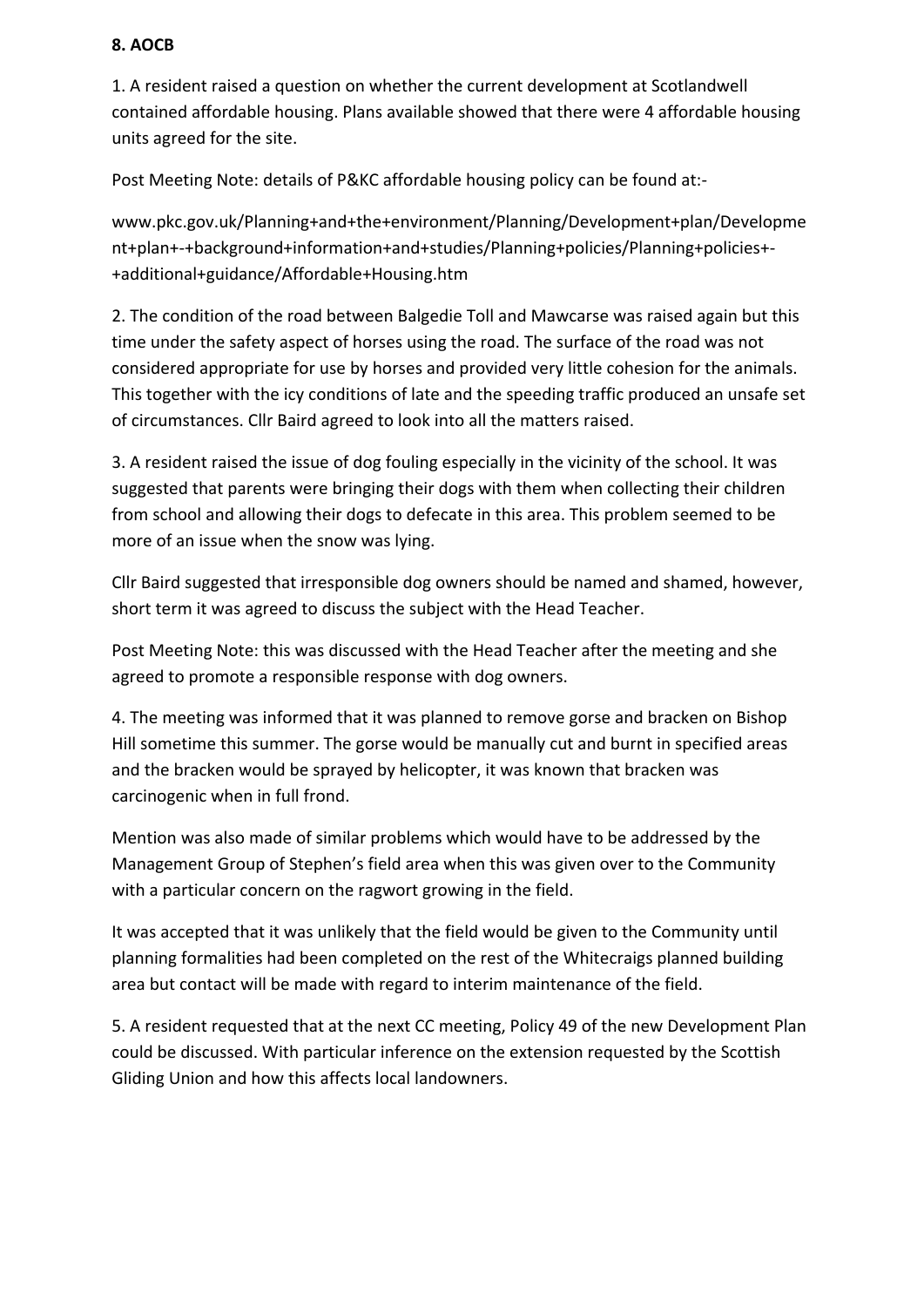**8. AOCB**

1. A resident raised a question on whether the current development at Scotlandwell contained affordable housing. Plans available showed that there were 4 affordable housing units agreed for the site.

Post Meeting Note: details of P&KC affordable housing policy can be found at:-

www.pkc.gov.uk/Planning+and+the+environment/Planning/Development+plan/Development+plan+-+background+information+and+studies/Planning+policies/Planning+policies+-+additional+guidance/Affordable+Housing.htm

2. The condition of the road between Balgedie Toll and Mawcarse was raised again but this time under the safety aspect of horses using the road. The surface of the road was not considered appropriate for use by horses and provided very little cohesion for the animals. This together with the icy conditions of late and the speeding traffic produced an unsafe set of circumstances. Cllr Baird agreed to look into all the matters raised.

3. A resident raised the issue of dog fouling especially in the vicinity of the school. It was suggested that parents were bringing their dogs with them when collecting their children from school and allowing their dogs to defecate in this area. This problem seemed to be more of an issue when the snow was lying.

Cllr Baird suggested that irresponsible dog owners should be named and shamed, however, short term it was agreed to discuss the subject with the Head Teacher.

Post Meeting Note: this was discussed with the Head Teacher after the meeting and she agreed to promote a responsible response with dog owners.

4. The meeting was informed that it was planned to remove gorse and bracken on Bishop Hill sometime this summer. The gorse would be manually cut and burnt in specified areas and the bracken would be sprayed by helicopter, it was known that bracken was carcinogenic when in full frond.

Mention was also made of similar problems which would have to be addressed by the Management Group of Stephen's field area when this was given over to the Community with a particular concern on the ragwort growing in the field.

It was accepted that it was unlikely that the field would be given to the Community until planning formalities had been completed on the rest of the Whitecraigs planned building area but contact will be made with regard to interim maintenance of the field.

5. A resident requested that at the next CC meeting, Policy 49 of the new Development Plan could be discussed. With particular inference on the extension requested by the Scottish Gliding Union and how this affects local landowners.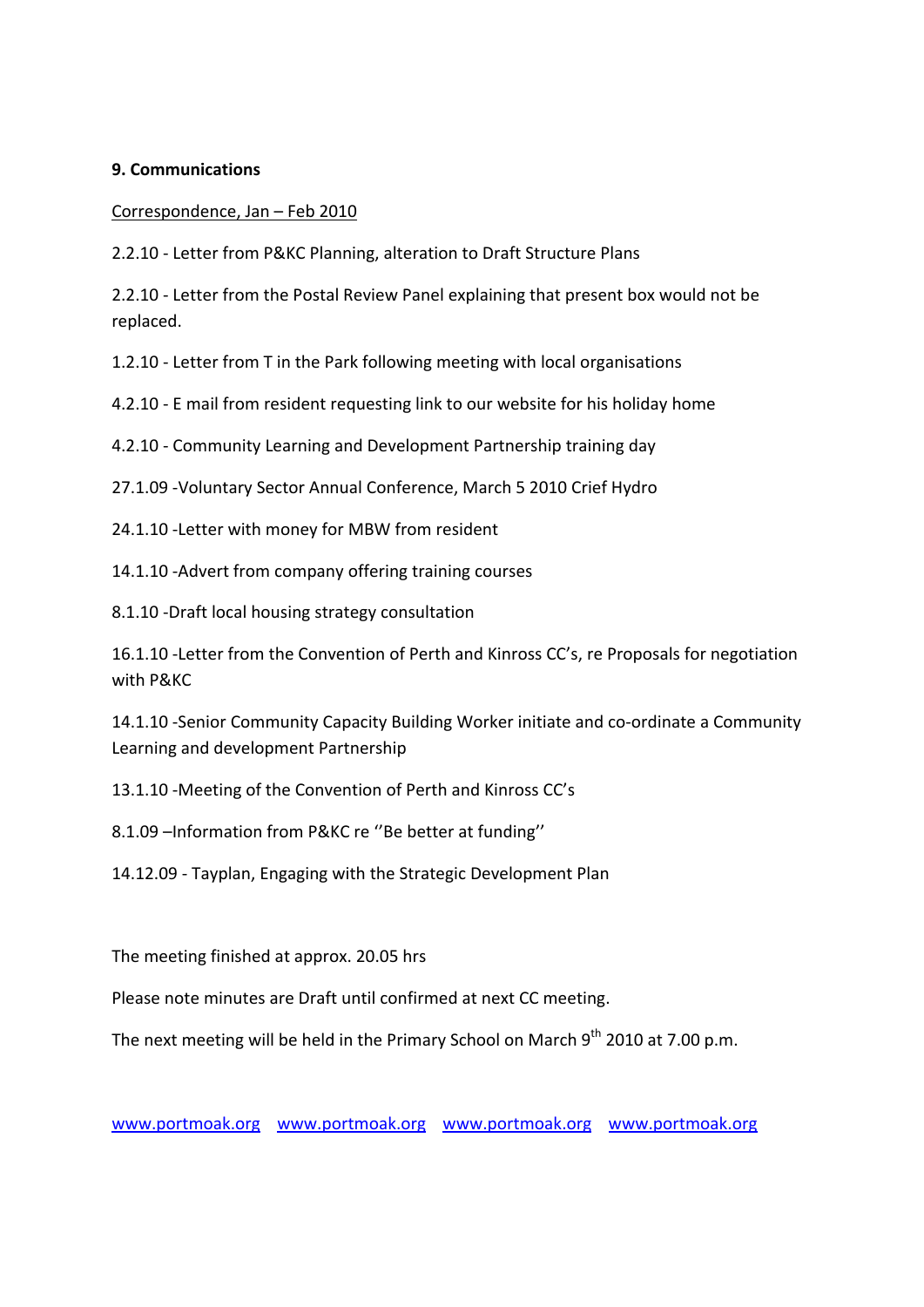**9. Communications**

Correspondence, Jan – Feb 2010

2.2.10 - Letter from P&KC Planning, alteration to Draft Structure Plans

2.2.10 - Letter from the Postal Review Panel explaining that present box would not be replaced.

1.2.10 - Letter from T in the Park following meeting with local organisations

4.2.10 - E mail from resident requesting link to our website for his holiday home

4.2.10 - Community Learning and Development Partnership training day

27.1.09 -Voluntary Sector Annual Conference, March 5 2010 Crief Hydro

24.1.10 -Letter with money for MBW from resident

14.1.10 -Advert from company offering training courses

8.1.10 -Draft local housing strategy consultation

16.1.10 -Letter from the Convention of Perth and Kinross CC's, re Proposals for negotiation with P&KC

14.1.10 -Senior Community Capacity Building Worker initiate and co-ordinate a Community Learning and development Partnership

13.1.10 -Meeting of the Convention of Perth and Kinross CC's

8.1.09 –Information from P&KC re ''Be better at funding''

14.12.09 - Tayplan, Engaging with the Strategic Development Plan

The meeting finished at approx. 20.05 hrs

Please note minutes are Draft until confirmed at next CC meeting.

The next meeting will be held in the Primary School on March 9th 2010 at 7.00 p.m.

www.portmoak.org www.portmoak.org www.portmoak.org www.portmoak.org